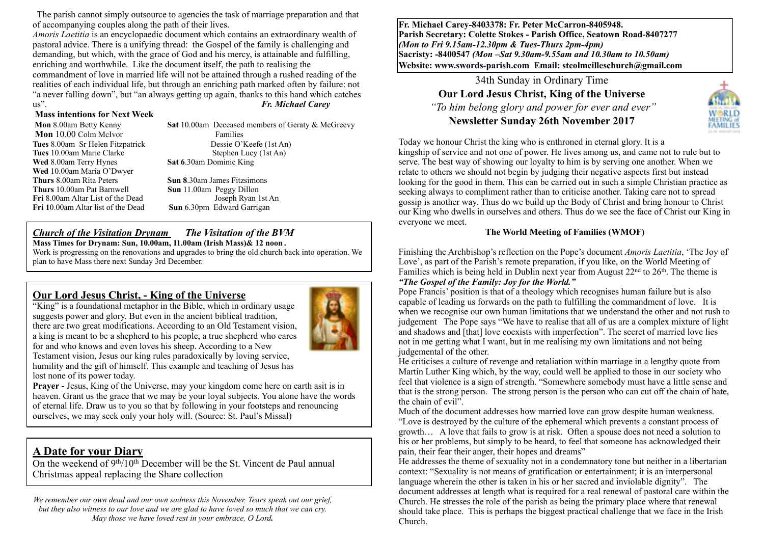The parish cannot simply outsource to agencies the task of marriage preparation and that of accompanying couples along the path of their lives.

*Amoris Laetitia* is an encyclopaedic document which contains an extraordinary wealth of pastoral advice. There is a unifying thread: the Gospel of the family is challenging and demanding, but which, with the grace of God and his mercy, is attainable and fulfilling, enriching and worthwhile. Like the document itself, the path to realising the commandment of love in married life will not be attained through a rushed reading of the realities of each individual life, but through an enriching path marked often by failure: not "a never falling down", but "an always getting up again, thanks to this hand which catches us". ***Fr. Michael Carey***

**Mass intentions for Next Week**

**Mon** 8.00am Betty Kenny
**Mon** 10.00 Colm McIvor
**Tues** 8.00am Sr Helen Fitzpatrick
**Tues** 10.00am Marie Clarke
**Wed** 8.00am Terry Hynes
**Wed** 10.00am Maria O'Dwyer
**Thurs** 8.00am Rita Peters
**Thurs** 10.00am Pat Barnwell
**Fri** 8.00am Altar List of the Dead
**Fri 1**0.00am Altar list of the Dead
**Sat** 10.00am Deceased members of Geraty & McGreevy Families
Dessie O'Keefe (1st An)
Stephen Lucy (1st An)
**Sat 6**.30am Dominic King
**Sun 8**.30am James Fitzsimons
**Sun** 11.00am Peggy Dillon
Joseph Ryan 1st An
**Sun** 6.30pm Edward Garrigan

***Church of the Visitation Drynam*** ***The Visitation of the BVM***
**Mass Times for Drynam: Sun, 10.00am, 11.00am (Irish Mass)& 12 noon .**
Work is progressing on the renovations and upgrades to bring the old church back into operation. We plan to have Mass there next Sunday 3rd December.

## Our Lord Jesus Christ, - King of the Universe

"King" is a foundational metaphor in the Bible, which in ordinary usage suggests power and glory. But even in the ancient biblical tradition, there are two great modifications. According to an Old Testament vision, a king is meant to be a shepherd to his people, a true shepherd who cares for and who knows and even loves his sheep. According to a New Testament vision, Jesus our king rules paradoxically by loving service, humility and the gift of himself. This example and teaching of Jesus has lost none of its power today.

**Prayer -** Jesus, King of the Universe, may your kingdom come here on earth asit is in heaven. Grant us the grace that we may be your loyal subjects. You alone have the words of eternal life. Draw us to you so that by following in your footsteps and renouncing ourselves, we may seek only your holy will. (Source: St. Paul's Missal)

## A Date for your Diary

On the weekend of 9th/10th December will be the St. Vincent de Paul annual Christmas appeal replacing the Share collection

*We remember our own dead and our own sadness this November. Tears speak out our grief, but they also witness to our love and we are glad to have loved so much that we can cry. May those we have loved rest in your embrace, O Lord.*

**Fr. Michael Carey-8403378: Fr. Peter McCarron-8405948.**
**Parish Secretary: Colette Stokes - Parish Office, Seatown Road-8407277**
***(Mon to Fri 9.15am-12.30pm & Tues-Thurs 2pm-4pm)***
**Sacristy: -8400547** ***(Mon –Sat 9.30am-9.55am and 10.30am to 10.50am)***
**Website: www.swords-parish.com Email: stcolmcilleschurch@gmail.com**

34th Sunday in Ordinary Time
**Our Lord Jesus Christ, King of the Universe**
*"To him belong glory and power for ever and ever"*
**Newsletter Sunday 26th November 2017**

Today we honour Christ the king who is enthroned in eternal glory. It is a kingship of service and not one of power. He lives among us, and came not to rule but to serve. The best way of showing our loyalty to him is by serving one another. When we relate to others we should not begin by judging their negative aspects first but instead looking for the good in them. This can be carried out in such a simple Christian practice as seeking always to compliment rather than to criticise another. Taking care not to spread gossip is another way. Thus do we build up the Body of Christ and bring honour to Christ our King who dwells in ourselves and others. Thus do we see the face of Christ our King in everyone we meet.

**The World Meeting of Families (WMOF)**

Finishing the Archbishop's reflection on the Pope's document *Amoris Laetitia*, 'The Joy of Love', as part of the Parish's remote preparation, if you like, on the World Meeting of Families which is being held in Dublin next year from August 22nd to 26th. The theme is ***"The Gospel of the Family: Joy for the World."***

Pope Francis' position is that of a theology which recognises human failure but is also capable of leading us forwards on the path to fulfilling the commandment of love. It is when we recognise our own human limitations that we understand the other and not rush to judgement The Pope says "We have to realise that all of us are a complex mixture of light and shadows and [that] love coexists with imperfection". The secret of married love lies not in me getting what I want, but in me realising my own limitations and not being judgemental of the other.

He criticises a culture of revenge and retaliation within marriage in a lengthy quote from Martin Luther King which, by the way, could well be applied to those in our society who feel that violence is a sign of strength. "Somewhere somebody must have a little sense and that is the strong person. The strong person is the person who can cut off the chain of hate, the chain of evil".

Much of the document addresses how married love can grow despite human weakness. "Love is destroyed by the culture of the ephemeral which prevents a constant process of growth… A love that fails to grow is at risk. Often a spouse does not need a solution to his or her problems, but simply to be heard, to feel that someone has acknowledged their pain, their fear their anger, their hopes and dreams"

He addresses the theme of sexuality not in a condemnatory tone but neither in a libertarian context: "Sexuality is not means of gratification or entertainment; it is an interpersonal language wherein the other is taken in his or her sacred and inviolable dignity". The document addresses at length what is required for a real renewal of pastoral care within the Church. He stresses the role of the parish as being the primary place where that renewal should take place. This is perhaps the biggest practical challenge that we face in the Irish Church.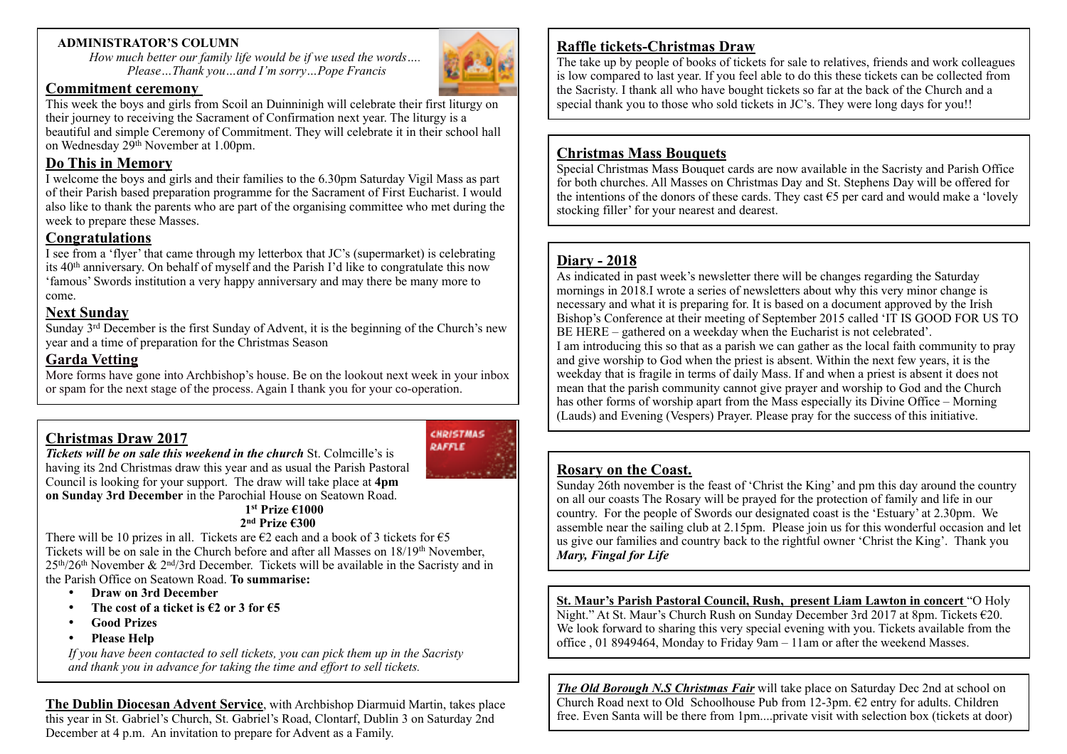**ADMINISTRATOR'S COLUMN**

*How much better our family life would be if we used the words…. Please…Thank you…and I'm sorry…Pope Francis*

## Commitment ceremony

This week the boys and girls from Scoil an Duinninigh will celebrate their first liturgy on their journey to receiving the Sacrament of Confirmation next year. The liturgy is a beautiful and simple Ceremony of Commitment. They will celebrate it in their school hall on Wednesday 29th November at 1.00pm.

## Do This in Memory

I welcome the boys and girls and their families to the 6.30pm Saturday Vigil Mass as part of their Parish based preparation programme for the Sacrament of First Eucharist. I would also like to thank the parents who are part of the organising committee who met during the week to prepare these Masses.

## Congratulations

I see from a 'flyer' that came through my letterbox that JC's (supermarket) is celebrating its 40th anniversary. On behalf of myself and the Parish I'd like to congratulate this now 'famous' Swords institution a very happy anniversary and may there be many more to come.

## Next Sunday

Sunday 3rd December is the first Sunday of Advent, it is the beginning of the Church's new year and a time of preparation for the Christmas Season

## Garda Vetting

More forms have gone into Archbishop's house. Be on the lookout next week in your inbox or spam for the next stage of the process. Again I thank you for your co-operation.

## Christmas Draw 2017

***Tickets will be on sale this weekend in the church*** St. Colmcille's is having its 2nd Christmas draw this year and as usual the Parish Pastoral Council is looking for your support. The draw will take place at **4pm on Sunday 3rd December** in the Parochial House on Seatown Road.

**1st Prize €1000**
**2nd Prize €300**

There will be 10 prizes in all. Tickets are €2 each and a book of 3 tickets for €5 Tickets will be on sale in the Church before and after all Masses on 18/19th November, 25th/26th November & 2nd/3rd December. Tickets will be available in the Sacristy and in the Parish Office on Seatown Road. **To summarise:**

- **Draw on 3rd December**
- **The cost of a ticket is €2 or 3 for €5**
- **Good Prizes**
- **Please Help**

*If you have been contacted to sell tickets, you can pick them up in the Sacristy and thank you in advance for taking the time and effort to sell tickets.*

**The Dublin Diocesan Advent Service**, with Archbishop Diarmuid Martin, takes place this year in St. Gabriel's Church, St. Gabriel's Road, Clontarf, Dublin 3 on Saturday 2nd December at 4 p.m. An invitation to prepare for Advent as a Family.

## Raffle tickets-Christmas Draw

The take up by people of books of tickets for sale to relatives, friends and work colleagues is low compared to last year. If you feel able to do this these tickets can be collected from the Sacristy. I thank all who have bought tickets so far at the back of the Church and a special thank you to those who sold tickets in JC's. They were long days for you!!

## Christmas Mass Bouquets

Special Christmas Mass Bouquet cards are now available in the Sacristy and Parish Office for both churches. All Masses on Christmas Day and St. Stephens Day will be offered for the intentions of the donors of these cards. They cost €5 per card and would make a 'lovely stocking filler' for your nearest and dearest.

## Diary - 2018

As indicated in past week's newsletter there will be changes regarding the Saturday mornings in 2018.I wrote a series of newsletters about why this very minor change is necessary and what it is preparing for. It is based on a document approved by the Irish Bishop's Conference at their meeting of September 2015 called 'IT IS GOOD FOR US TO BE HERE – gathered on a weekday when the Eucharist is not celebrated'.

I am introducing this so that as a parish we can gather as the local faith community to pray and give worship to God when the priest is absent. Within the next few years, it is the weekday that is fragile in terms of daily Mass. If and when a priest is absent it does not mean that the parish community cannot give prayer and worship to God and the Church has other forms of worship apart from the Mass especially its Divine Office – Morning (Lauds) and Evening (Vespers) Prayer. Please pray for the success of this initiative.

## Rosary on the Coast.

Sunday 26th november is the feast of 'Christ the King' and pm this day around the country on all our coasts The Rosary will be prayed for the protection of family and life in our country. For the people of Swords our designated coast is the 'Estuary' at 2.30pm. We assemble near the sailing club at 2.15pm. Please join us for this wonderful occasion and let us give our families and country back to the rightful owner 'Christ the King'. Thank you ***Mary, Fingal for Life***

**St. Maur's Parish Pastoral Council, Rush, present Liam Lawton in concert** "O Holy Night." At St. Maur's Church Rush on Sunday December 3rd 2017 at 8pm. Tickets €20. We look forward to sharing this very special evening with you. Tickets available from the office , 01 8949464, Monday to Friday 9am – 11am or after the weekend Masses.

***The Old Borough N.S Christmas Fair*** will take place on Saturday Dec 2nd at school on Church Road next to Old Schoolhouse Pub from 12-3pm. €2 entry for adults. Children free. Even Santa will be there from 1pm....private visit with selection box (tickets at door)